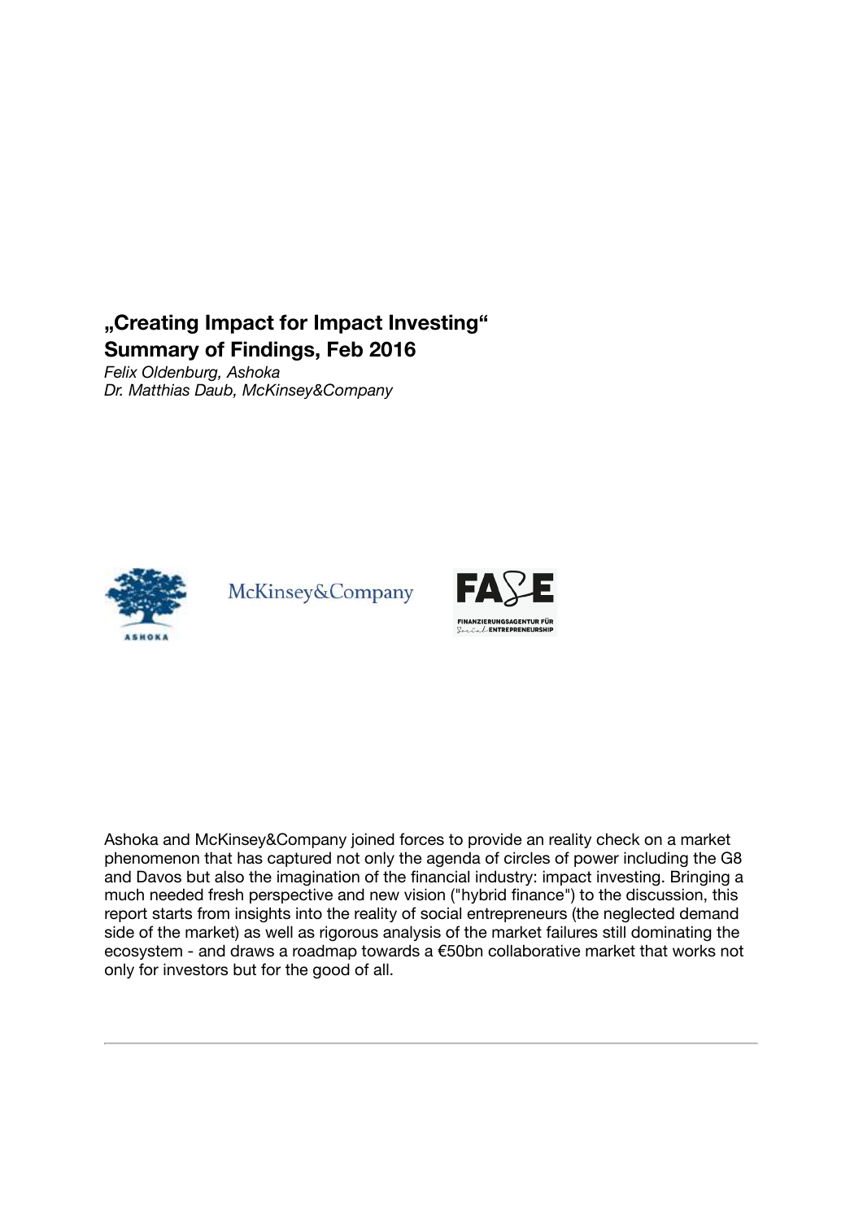# „Creating Impact for Impact Investing“
## Summary of Findings, Feb 2016

*Felix Oldenburg, Ashoka*
*Dr. Matthias Daub, McKinsey&Company*

Ashoka and McKinsey&Company joined forces to provide an reality check on a market phenomenon that has captured not only the agenda of circles of power including the G8 and Davos but also the imagination of the financial industry: impact investing. Bringing a much needed fresh perspective and new vision ("hybrid finance") to the discussion, this report starts from insights into the reality of social entrepreneurs (the neglected demand side of the market) as well as rigorous analysis of the market failures still dominating the ecosystem - and draws a roadmap towards a €50bn collaborative market that works not only for investors but for the good of all.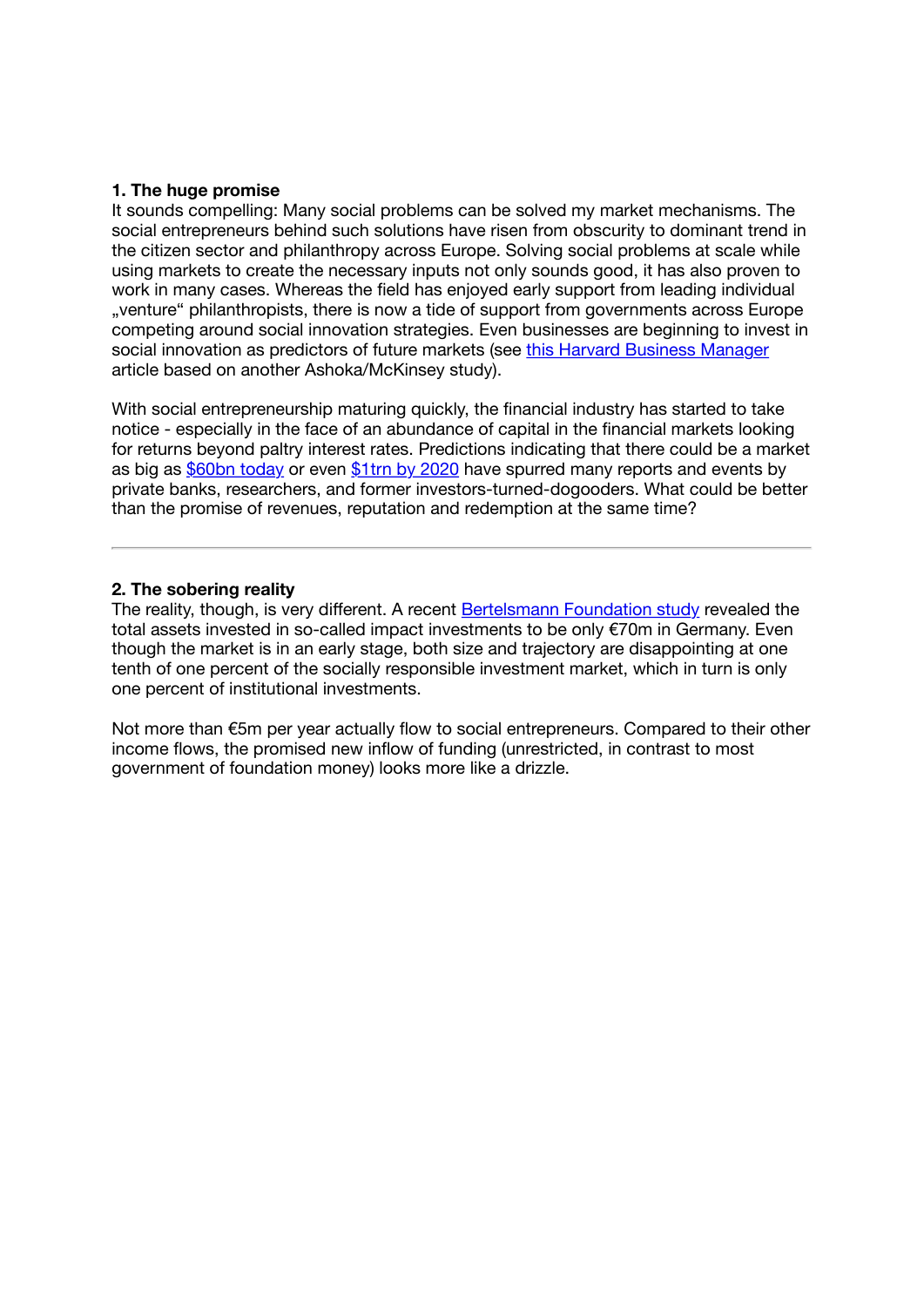**1. The huge promise**

It sounds compelling: Many social problems can be solved my market mechanisms. The social entrepreneurs behind such solutions have risen from obscurity to dominant trend in the citizen sector and philanthropy across Europe. Solving social problems at scale while using markets to create the necessary inputs not only sounds good, it has also proven to work in many cases. Whereas the field has enjoyed early support from leading individual „venture“ philanthropists, there is now a tide of support from governments across Europe competing around social innovation strategies. Even businesses are beginning to invest in social innovation as predictors of future markets (see [this Harvard Business Manager]() article based on another Ashoka/McKinsey study).

With social entrepreneurship maturing quickly, the financial industry has started to take notice - especially in the face of an abundance of capital in the financial markets looking for returns beyond paltry interest rates. Predictions indicating that there could be a market as big as [$60bn today]() or even [$1trn by 2020]() have spurred many reports and events by private banks, researchers, and former investors-turned-dogooders. What could be better than the promise of revenues, reputation and redemption at the same time?

---

**2. The sobering reality**

The reality, though, is very different. A recent [Bertelsmann Foundation study]() revealed the total assets invested in so-called impact investments to be only €70m in Germany. Even though the market is in an early stage, both size and trajectory are disappointing at one tenth of one percent of the socially responsible investment market, which in turn is only one percent of institutional investments.

Not more than €5m per year actually flow to social entrepreneurs. Compared to their other income flows, the promised new inflow of funding (unrestricted, in contrast to most government of foundation money) looks more like a drizzle.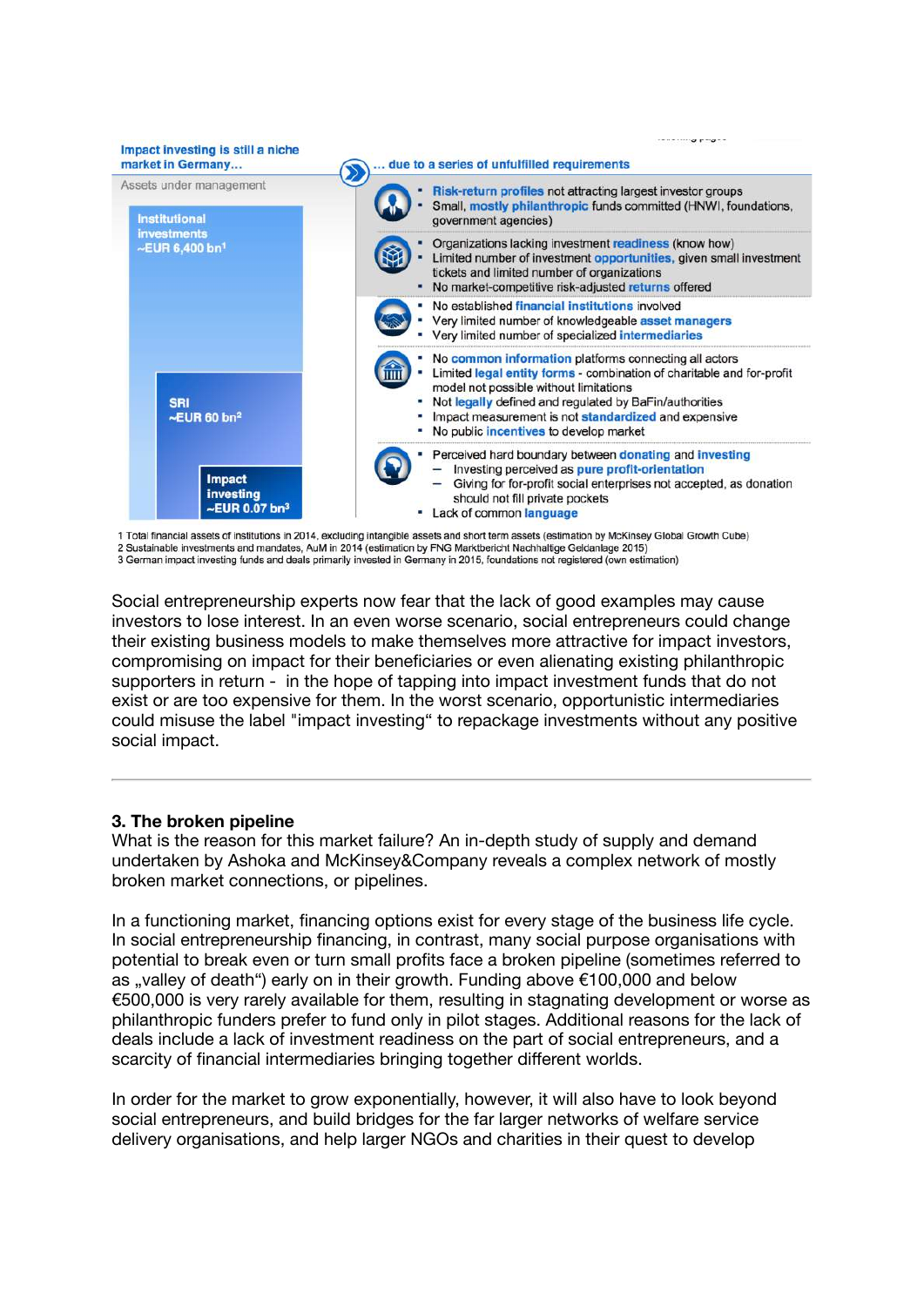**Impact investing is still a niche market in Germany…**

Assets under management

- Institutional investments ~EUR 6,400 bn[1]
- SRI ~EUR 60 bn[2]
- Impact investing ~EUR 0.07 bn[3]

**… due to a series of unfulfilled requirements**

- **Risk-return profiles** not attracting largest investor groups
- Small, **mostly philanthropic** funds committed (HNWI, foundations, government agencies)

- Organizations lacking investment **readiness** (know how)
- Limited number of investment **opportunities**, given small investment tickets and limited number of organizations
- No market-competitive risk-adjusted **returns** offered

- No established **financial institutions** involved
- Very limited number of knowledgeable **asset managers**
- Very limited number of specialized **intermediaries**

- No **common information** platforms connecting all actors
- Limited **legal entity forms** - combination of charitable and for-profit model not possible without limitations
- Not **legally** defined and regulated by BaFin/authorities
- Impact measurement is not **standardized** and expensive
- No public **incentives** to develop market

- Perceived hard boundary between **donating** and **investing**
  - Investing perceived as **pure profit-orientation**
  - Giving for for-profit social enterprises not accepted, as donation should not fill private pockets
- Lack of common **language**

1 Total financial assets of institutions in 2014, excluding intangible assets and short term assets (estimation by McKinsey Global Growth Cube)
2 Sustainable investments and mandates, AuM in 2014 (estimation by FNG Marktbericht Nachhaltige Geldanlage 2015)
3 German impact investing funds and deals primarily invested in Germany in 2015, foundations not registered (own estimation)

Social entrepreneurship experts now fear that the lack of good examples may cause investors to lose interest. In an even worse scenario, social entrepreneurs could change their existing business models to make themselves more attractive for impact investors, compromising on impact for their beneficiaries or even alienating existing philanthropic supporters in return - in the hope of tapping into impact investment funds that do not exist or are too expensive for them. In the worst scenario, opportunistic intermediaries could misuse the label "impact investing" to repackage investments without any positive social impact.

---

**3. The broken pipeline**

What is the reason for this market failure? An in-depth study of supply and demand undertaken by Ashoka and McKinsey&Company reveals a complex network of mostly broken market connections, or pipelines.

In a functioning market, financing options exist for every stage of the business life cycle. In social entrepreneurship financing, in contrast, many social purpose organisations with potential to break even or turn small profits face a broken pipeline (sometimes referred to as „valley of death") early on in their growth. Funding above €100,000 and below €500,000 is very rarely available for them, resulting in stagnating development or worse as philanthropic funders prefer to fund only in pilot stages. Additional reasons for the lack of deals include a lack of investment readiness on the part of social entrepreneurs, and a scarcity of financial intermediaries bringing together different worlds.

In order for the market to grow exponentially, however, it will also have to look beyond social entrepreneurs, and build bridges for the far larger networks of welfare service delivery organisations, and help larger NGOs and charities in their quest to develop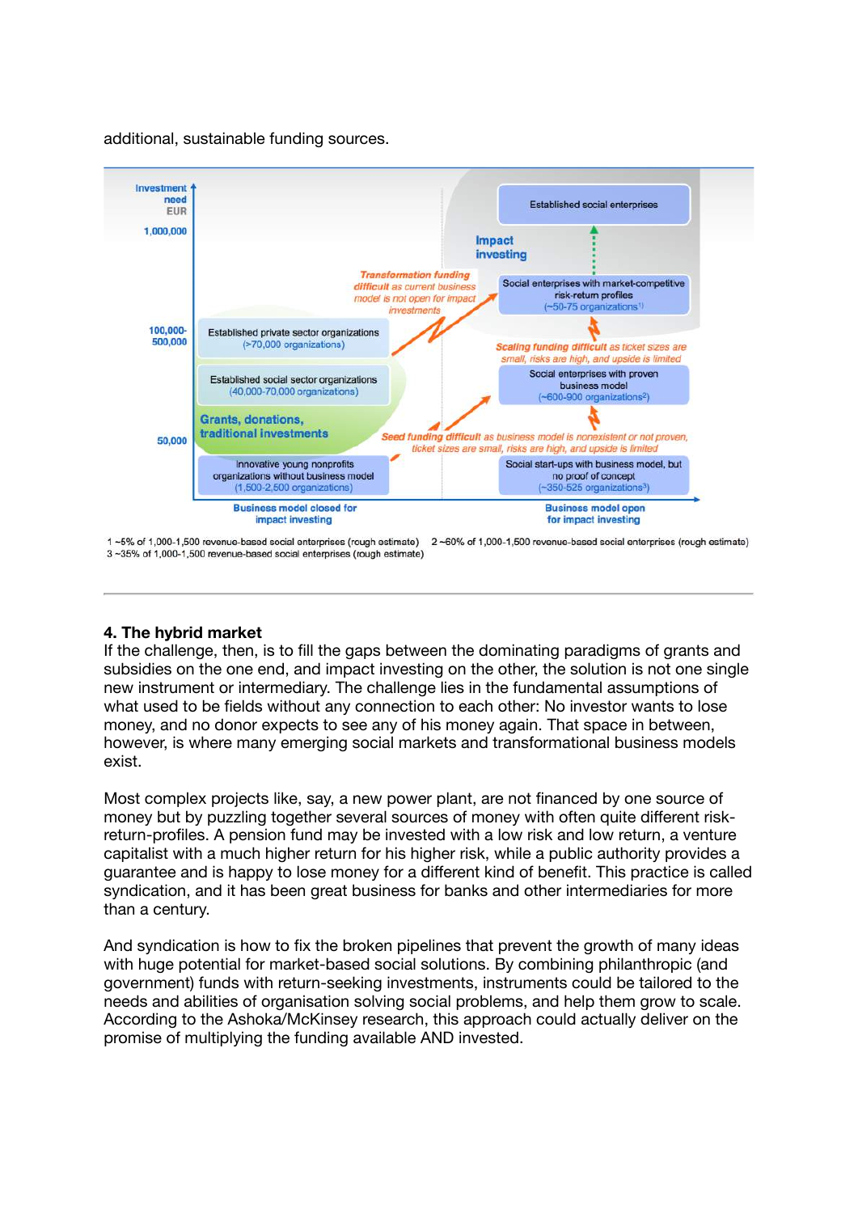additional, sustainable funding sources.

Investment need EUR

1,000,000

100,000-500,000

50,000

Established social enterprises

Impact investing

Transformation funding difficult as current business model is not open for impact investments

Social enterprises with market-competitive risk-return profiles (~50-75 organizations[1])

Established private sector organizations (>70,000 organizations)

Scaling funding difficult as ticket sizes are small, risks are high, and upside is limited

Established social sector organizations (40,000-70,000 organizations)

Social enterprises with proven business model (~600-900 organizations[2])

Grants, donations, traditional investments

Seed funding difficult as business model is nonexistent or not proven, ticket sizes are small, risks are high, and upside is limited

Innovative young nonprofits organizations without business model (1,500-2,500 organizations)

Social start-ups with business model, but no proof of concept (~350-525 organizations[3])

Business model closed for impact investing

Business model open for impact investing

1 ~5% of 1,000-1,500 revenue-based social enterprises (rough estimate) 2 ~60% of 1,000-1,500 revenue-based social enterprises (rough estimate)
3 ~35% of 1,000-1,500 revenue-based social enterprises (rough estimate)

## 4. The hybrid market

If the challenge, then, is to fill the gaps between the dominating paradigms of grants and subsidies on the one end, and impact investing on the other, the solution is not one single new instrument or intermediary. The challenge lies in the fundamental assumptions of what used to be fields without any connection to each other: No investor wants to lose money, and no donor expects to see any of his money again. That space in between, however, is where many emerging social markets and transformational business models exist.

Most complex projects like, say, a new power plant, are not financed by one source of money but by puzzling together several sources of money with often quite different risk-return-profiles. A pension fund may be invested with a low risk and low return, a venture capitalist with a much higher return for his higher risk, while a public authority provides a guarantee and is happy to lose money for a different kind of benefit. This practice is called syndication, and it has been great business for banks and other intermediaries for more than a century.

And syndication is how to fix the broken pipelines that prevent the growth of many ideas with huge potential for market-based social solutions. By combining philanthropic (and government) funds with return-seeking investments, instruments could be tailored to the needs and abilities of organisation solving social problems, and help them grow to scale. According to the Ashoka/McKinsey research, this approach could actually deliver on the promise of multiplying the funding available AND invested.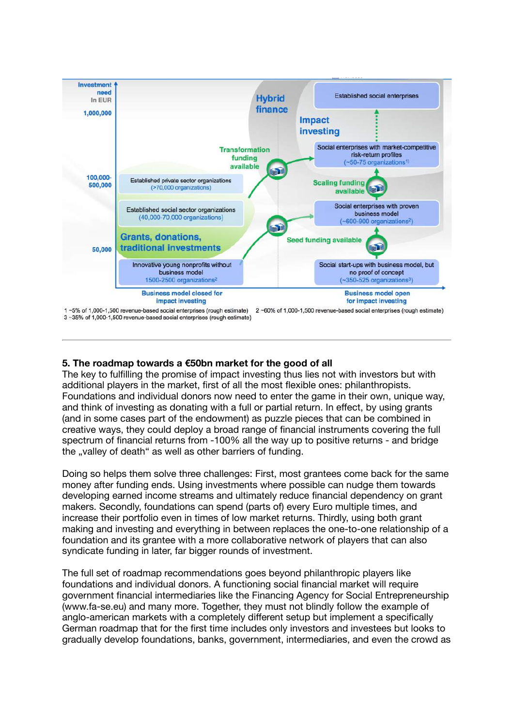Investment need In EUR

1,000,000

100,000-500,000

50,000

Hybrid finance

Impact investing

Established social enterprises

Social enterprises with market-competitive risk-return profiles (~50-75 organizations[1])

Transformation funding available

Established private sector organizations (>70,000 organizations)

Scaling funding available

Established social sector organizations (40,000-70,000 organizations)

Social enterprises with proven business model (~600-900 organizations[2])

Grants, donations, traditional investments

Seed funding available

Innovative young nonprofits without business model 1500-2500 organizations[2]

Social start-ups with business model, but no proof of concept (~350-525 organizations[3])

Business model closed for impact investing

Business model open for impact investing

1 ~5% of 1,000-1,500 revenue-based social enterprises (rough estimate) 2 ~60% of 1,000-1,500 revenue-based social enterprises (rough estimate)
3 ~35% of 1,000-1,500 revenue-based social enterprises (rough estimate)

---

## 5. The roadmap towards a €50bn market for the good of all

The key to fulfilling the promise of impact investing thus lies not with investors but with additional players in the market, first of all the most flexible ones: philanthropists. Foundations and individual donors now need to enter the game in their own, unique way, and think of investing as donating with a full or partial return. In effect, by using grants (and in some cases part of the endowment) as puzzle pieces that can be combined in creative ways, they could deploy a broad range of financial instruments covering the full spectrum of financial returns from -100% all the way up to positive returns - and bridge the „valley of death" as well as other barriers of funding.

Doing so helps them solve three challenges: First, most grantees come back for the same money after funding ends. Using investments where possible can nudge them towards developing earned income streams and ultimately reduce financial dependency on grant makers. Secondly, foundations can spend (parts of) every Euro multiple times, and increase their portfolio even in times of low market returns. Thirdly, using both grant making and investing and everything in between replaces the one-to-one relationship of a foundation and its grantee with a more collaborative network of players that can also syndicate funding in later, far bigger rounds of investment.

The full set of roadmap recommendations goes beyond philanthropic players like foundations and individual donors. A functioning social financial market will require government financial intermediaries like the Financing Agency for Social Entrepreneurship (www.fa-se.eu) and many more. Together, they must not blindly follow the example of anglo-american markets with a completely different setup but implement a specifically German roadmap that for the first time includes only investors and investees but looks to gradually develop foundations, banks, government, intermediaries, and even the crowd as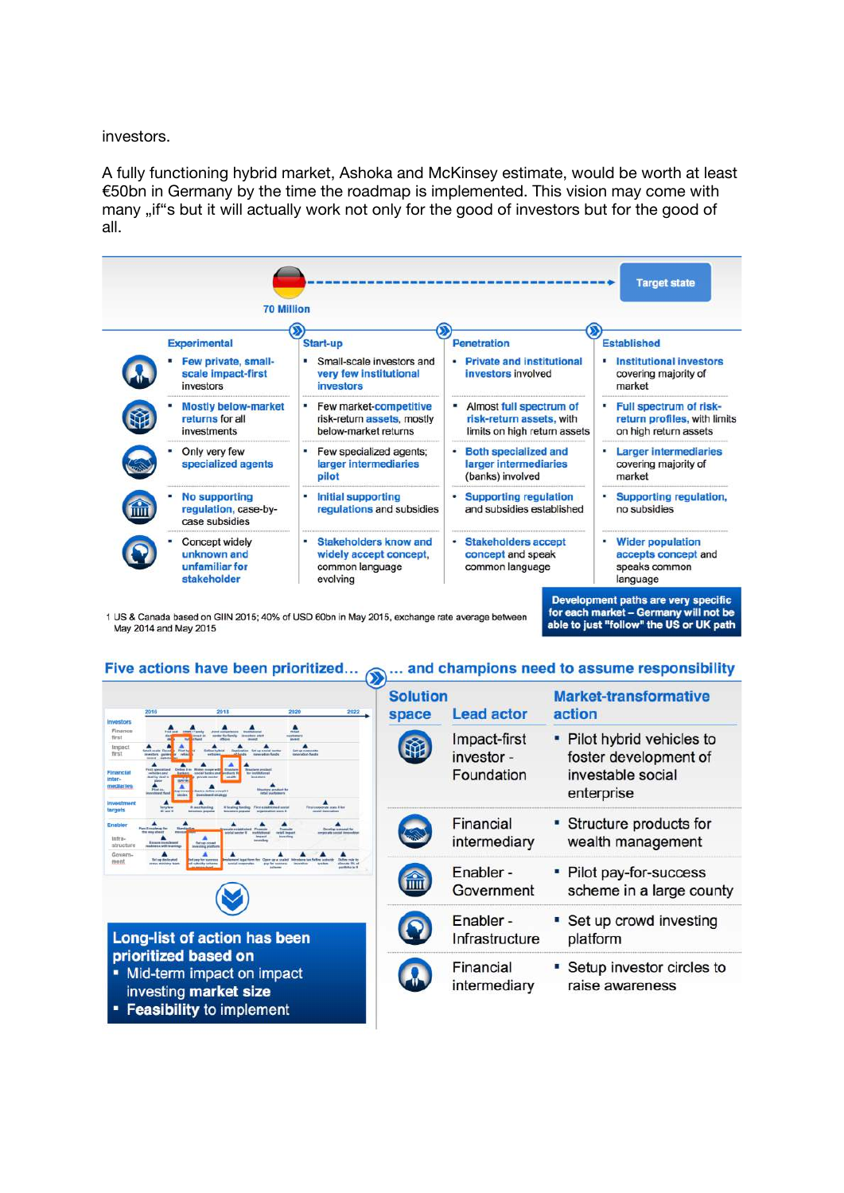investors.

A fully functioning hybrid market, Ashoka and McKinsey estimate, would be worth at least €50bn in Germany by the time the roadmap is implemented. This vision may come with many „if"s but it will actually work not only for the good of investors but for the good of all.

70 Million

Target state

| | Experimental | Start-up | Penetration | Established |
|---|---|---|---|---|
| | Few private, small-scale impact-first investors | Small-scale investors and very few institutional investors | Private and institutional investors involved | Institutional investors covering majority of market |
| | Mostly below-market returns for all investments | Few market-competitive risk-return assets, mostly below-market returns | Almost full spectrum of risk-return assets, with limits on high return assets | Full spectrum of risk-return profiles, with limits on high return assets |
| | Only very few specialized agents | Few specialized agents; larger intermediaries pilot | Both specialized and larger intermediaries (banks) involved | Larger intermediaries covering majority of market |
| | No supporting regulation, case-by-case subsidies | Initial supporting regulations and subsidies | Supporting regulation and subsidies established | Supporting regulation, no subsidies |
| | Concept widely unknown and unfamiliar for stakeholder | Stakeholders know and widely accept concept, common language evolving | Stakeholders accept concept and speak common language | Wider population accepts concept and speaks common language |

1 US & Canada based on GIIN 2015; 40% of USD 60bn in May 2015, exchange rate average between May 2014 and May 2015

Development paths are very specific for each market – Germany will not be able to just "follow" the US or UK path

**Five actions have been prioritized…**

**Long-list of action has been prioritized based on**

- Mid-term impact on impact investing **market size**
- **Feasibility** to implement

**… and champions need to assume responsibility**

| Solution space | Lead actor | Market-transformative action |
|---|---|---|
| | Impact-first investor - Foundation | Pilot hybrid vehicles to foster development of investable social enterprise |
| | Financial intermediary | Structure products for wealth management |
| | Enabler - Government | Pilot pay-for-success scheme in a large county |
| | Enabler - Infrastructure | Set up crowd investing platform |
| | Financial intermediary | Setup investor circles to raise awareness |